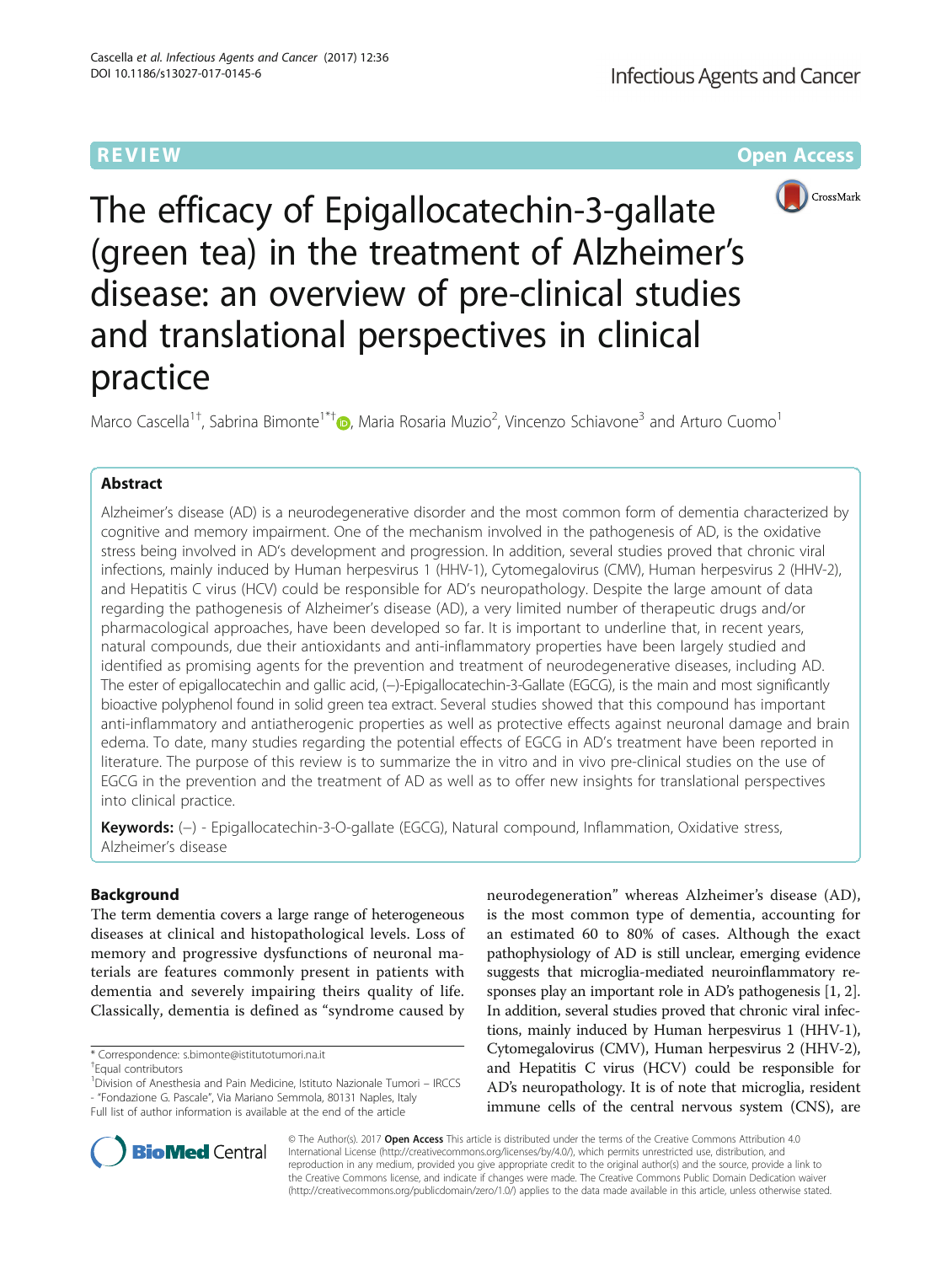REVIEW Open Access

# The efficacy of Epigallocatechin-3-gallate (green tea) in the treatment of Alzheimer's disease: an overview of pre-clinical studies and translational perspectives in clinical practice

Marco Cascella[1†], Sabrina Bimonte[1*†], Maria Rosaria Muzio[2], Vincenzo Schiavone[3] and Arturo Cuomo[1]

## Abstract

Alzheimer's disease (AD) is a neurodegenerative disorder and the most common form of dementia characterized by cognitive and memory impairment. One of the mechanism involved in the pathogenesis of AD, is the oxidative stress being involved in AD's development and progression. In addition, several studies proved that chronic viral infections, mainly induced by Human herpesvirus 1 (HHV-1), Cytomegalovirus (CMV), Human herpesvirus 2 (HHV-2), and Hepatitis C virus (HCV) could be responsible for AD's neuropathology. Despite the large amount of data regarding the pathogenesis of Alzheimer's disease (AD), a very limited number of therapeutic drugs and/or pharmacological approaches, have been developed so far. It is important to underline that, in recent years, natural compounds, due their antioxidants and anti-inflammatory properties have been largely studied and identified as promising agents for the prevention and treatment of neurodegenerative diseases, including AD. The ester of epigallocatechin and gallic acid, (−)-Epigallocatechin-3-Gallate (EGCG), is the main and most significantly bioactive polyphenol found in solid green tea extract. Several studies showed that this compound has important anti-inflammatory and antiatherogenic properties as well as protective effects against neuronal damage and brain edema. To date, many studies regarding the potential effects of EGCG in AD's treatment have been reported in literature. The purpose of this review is to summarize the in vitro and in vivo pre-clinical studies on the use of EGCG in the prevention and the treatment of AD as well as to offer new insights for translational perspectives into clinical practice.

**Keywords:** (−) - Epigallocatechin-3-O-gallate (EGCG), Natural compound, Inflammation, Oxidative stress, Alzheimer's disease

## Background

The term dementia covers a large range of heterogeneous diseases at clinical and histopathological levels. Loss of memory and progressive dysfunctions of neuronal materials are features commonly present in patients with dementia and severely impairing theirs quality of life. Classically, dementia is defined as "syndrome caused by neurodegeneration" whereas Alzheimer's disease (AD), is the most common type of dementia, accounting for an estimated 60 to 80% of cases. Although the exact pathophysiology of AD is still unclear, emerging evidence suggests that microglia-mediated neuroinflammatory responses play an important role in AD's pathogenesis [1, 2]. In addition, several studies proved that chronic viral infections, mainly induced by Human herpesvirus 1 (HHV-1), Cytomegalovirus (CMV), Human herpesvirus 2 (HHV-2), and Hepatitis C virus (HCV) could be responsible for AD's neuropathology. It is of note that microglia, resident immune cells of the central nervous system (CNS), are

\* Correspondence: s.bimonte@istitutotumori.na.it

†Equal contributors

[1]Division of Anesthesia and Pain Medicine, Istituto Nazionale Tumori – IRCCS - "Fondazione G. Pascale", Via Mariano Semmola, 80131 Naples, Italy

Full list of author information is available at the end of the article

© The Author(s). 2017 **Open Access** This article is distributed under the terms of the Creative Commons Attribution 4.0 International License (http://creativecommons.org/licenses/by/4.0/), which permits unrestricted use, distribution, and reproduction in any medium, provided you give appropriate credit to the original author(s) and the source, provide a link to the Creative Commons license, and indicate if changes were made. The Creative Commons Public Domain Dedication waiver (http://creativecommons.org/publicdomain/zero/1.0/) applies to the data made available in this article, unless otherwise stated.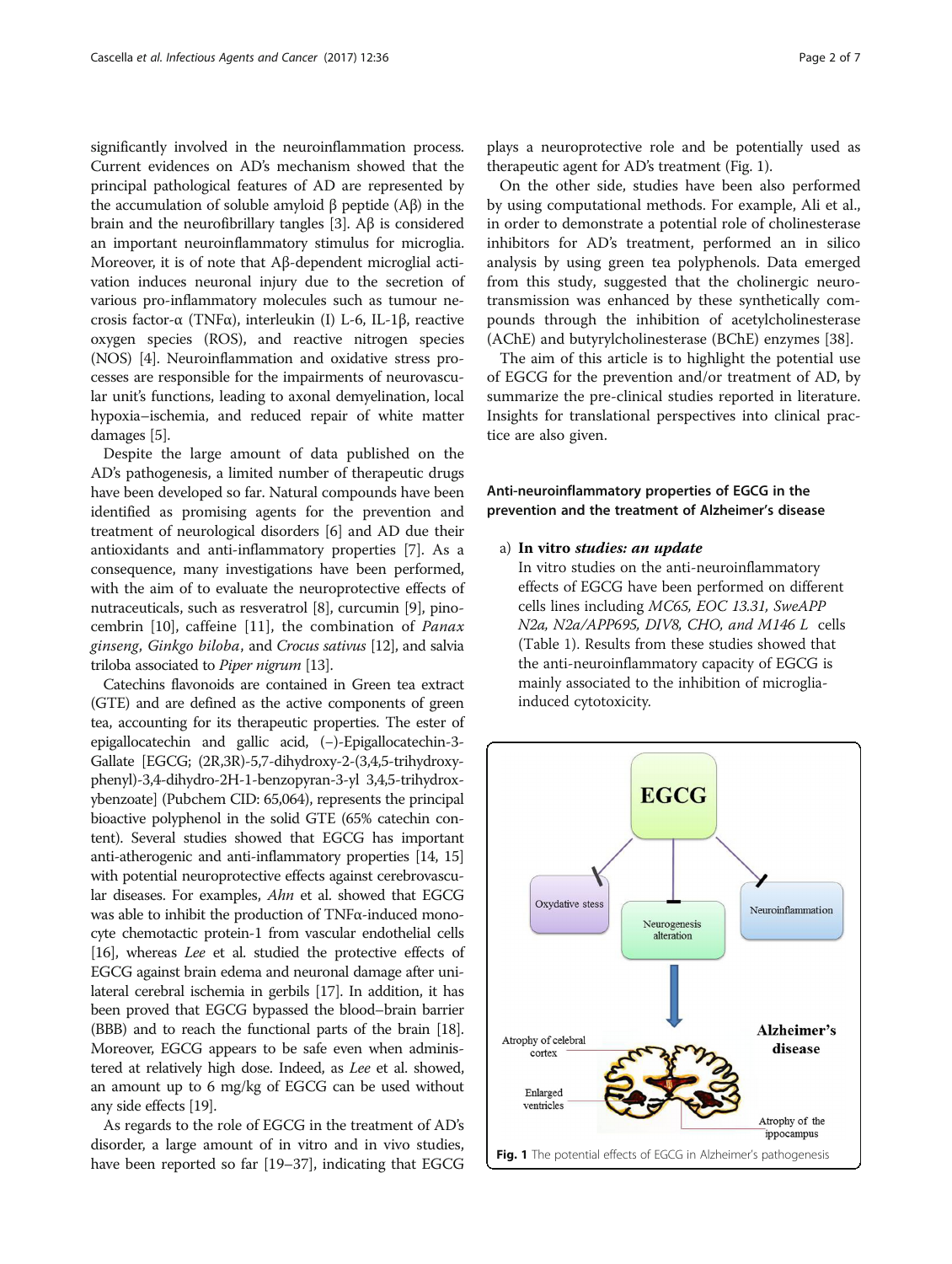significantly involved in the neuroinflammation process. Current evidences on AD's mechanism showed that the principal pathological features of AD are represented by the accumulation of soluble amyloid β peptide (Aβ) in the brain and the neurofibrillary tangles [3]. Aβ is considered an important neuroinflammatory stimulus for microglia. Moreover, it is of note that Aβ-dependent microglial activation induces neuronal injury due to the secretion of various pro-inflammatory molecules such as tumour necrosis factor-α (TNFα), interleukin (I) L-6, IL-1β, reactive oxygen species (ROS), and reactive nitrogen species (NOS) [4]. Neuroinflammation and oxidative stress processes are responsible for the impairments of neurovascular unit's functions, leading to axonal demyelination, local hypoxia–ischemia, and reduced repair of white matter damages [5].

Despite the large amount of data published on the AD's pathogenesis, a limited number of therapeutic drugs have been developed so far. Natural compounds have been identified as promising agents for the prevention and treatment of neurological disorders [6] and AD due their antioxidants and anti-inflammatory properties [7]. As a consequence, many investigations have been performed, with the aim of to evaluate the neuroprotective effects of nutraceuticals, such as resveratrol [8], curcumin [9], pinocembrin [10], caffeine [11], the combination of *Panax ginseng*, *Ginkgo biloba*, and *Crocus sativus* [12], and salvia triloba associated to *Piper nigrum* [13].

Catechins flavonoids are contained in Green tea extract (GTE) and are defined as the active components of green tea, accounting for its therapeutic properties. The ester of epigallocatechin and gallic acid, (−)-Epigallocatechin-3-Gallate [EGCG; (2R,3R)-5,7-dihydroxy-2-(3,4,5-trihydroxyphenyl)-3,4-dihydro-2H-1-benzopyran-3-yl 3,4,5-trihydroxybenzoate] (Pubchem CID: 65,064), represents the principal bioactive polyphenol in the solid GTE (65% catechin content). Several studies showed that EGCG has important anti-atherogenic and anti-inflammatory properties [14, 15] with potential neuroprotective effects against cerebrovascular diseases. For examples, *Ahn* et al. showed that EGCG was able to inhibit the production of TNFα-induced monocyte chemotactic protein-1 from vascular endothelial cells [16], whereas *Lee* et al. studied the protective effects of EGCG against brain edema and neuronal damage after unilateral cerebral ischemia in gerbils [17]. In addition, it has been proved that EGCG bypassed the blood–brain barrier (BBB) and to reach the functional parts of the brain [18]. Moreover, EGCG appears to be safe even when administered at relatively high dose. Indeed, as *Lee* et al. showed, an amount up to 6 mg/kg of EGCG can be used without any side effects [19].

As regards to the role of EGCG in the treatment of AD's disorder, a large amount of in vitro and in vivo studies, have been reported so far [19–37], indicating that EGCG plays a neuroprotective role and be potentially used as therapeutic agent for AD's treatment (Fig. 1).

On the other side, studies have been also performed by using computational methods. For example, Ali et al., in order to demonstrate a potential role of cholinesterase inhibitors for AD's treatment, performed an in silico analysis by using green tea polyphenols. Data emerged from this study, suggested that the cholinergic neurotransmission was enhanced by these synthetically compounds through the inhibition of acetylcholinesterase (AChE) and butyrylcholinesterase (BChE) enzymes [38].

The aim of this article is to highlight the potential use of EGCG for the prevention and/or treatment of AD, by summarize the pre-clinical studies reported in literature. Insights for translational perspectives into clinical practice are also given.

## Anti-neuroinflammatory properties of EGCG in the prevention and the treatment of Alzheimer's disease

a) **In vitro *studies: an update***

In vitro studies on the anti-neuroinflammatory effects of EGCG have been performed on different cells lines including *MC65, EOC 13.31, SweAPP N2a, N2a/APP695, DIV8, CHO, and M146 L* cells (Table 1). Results from these studies showed that the anti-neuroinflammatory capacity of EGCG is mainly associated to the inhibition of microglia-induced cytotoxicity.

EGCG

Oxydative stess

Neurogenesis alteration

Neuroinflammation

Alzheimer's disease

Atrophy of celebral cortex

Enlarged ventricles

Atrophy of the ippocampus

**Fig. 1** The potential effects of EGCG in Alzheimer's pathogenesis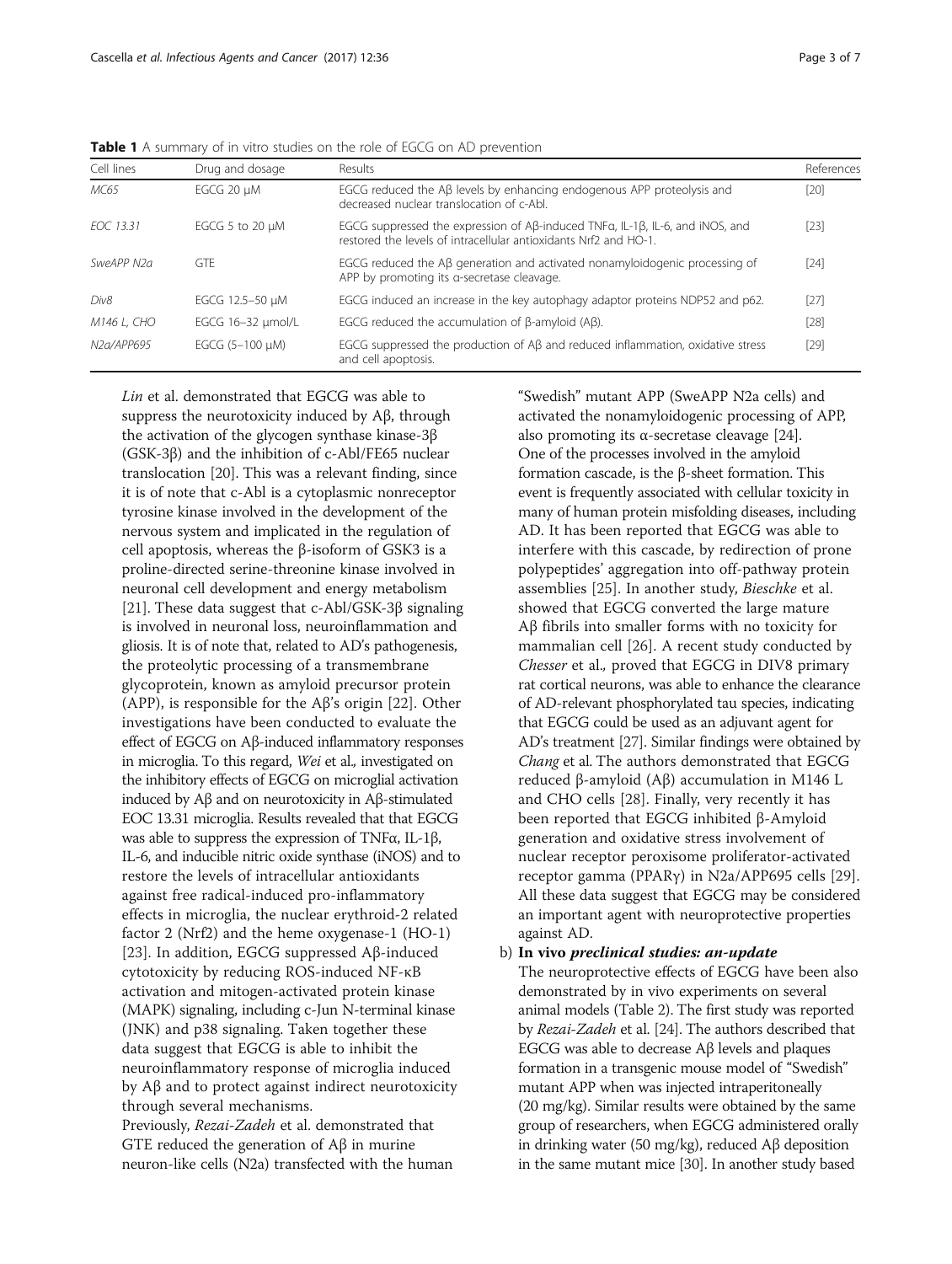**Table 1** A summary of in vitro studies on the role of EGCG on AD prevention

| Cell lines | Drug and dosage | Results | References |
|---|---|---|---|
| *MC65* | EGCG 20 μM | EGCG reduced the Aβ levels by enhancing endogenous APP proteolysis and decreased nuclear translocation of c-Abl. | [20] |
| *EOC 13.31* | EGCG 5 to 20 μM | EGCG suppressed the expression of Aβ-induced TNFα, IL-1β, IL-6, and iNOS, and restored the levels of intracellular antioxidants Nrf2 and HO-1. | [23] |
| *SweAPP N2a* | GTE | EGCG reduced the Aβ generation and activated nonamyloidogenic processing of APP by promoting its α-secretase cleavage. | [24] |
| *Div8* | EGCG 12.5–50 μM | EGCG induced an increase in the key autophagy adaptor proteins NDP52 and p62. | [27] |
| *M146 L, CHO* | EGCG 16–32 μmol/L | EGCG reduced the accumulation of β-amyloid (Aβ). | [28] |
| *N2a/APP695* | EGCG (5–100 μM) | EGCG suppressed the production of Aβ and reduced inflammation, oxidative stress and cell apoptosis. | [29] |

*Lin* et al. demonstrated that EGCG was able to suppress the neurotoxicity induced by Aβ, through the activation of the glycogen synthase kinase-3β (GSK-3β) and the inhibition of c-Abl/FE65 nuclear translocation [20]. This was a relevant finding, since it is of note that c-Abl is a cytoplasmic nonreceptor tyrosine kinase involved in the development of the nervous system and implicated in the regulation of cell apoptosis, whereas the β-isoform of GSK3 is a proline-directed serine-threonine kinase involved in neuronal cell development and energy metabolism [21]. These data suggest that c-Abl/GSK-3β signaling is involved in neuronal loss, neuroinflammation and gliosis. It is of note that, related to AD's pathogenesis, the proteolytic processing of a transmembrane glycoprotein, known as amyloid precursor protein (APP), is responsible for the Aβ's origin [22]. Other investigations have been conducted to evaluate the effect of EGCG on Aβ-induced inflammatory responses in microglia. To this regard, *Wei* et al., investigated on the inhibitory effects of EGCG on microglial activation induced by Aβ and on neurotoxicity in Aβ-stimulated EOC 13.31 microglia. Results revealed that that EGCG was able to suppress the expression of TNFα, IL-1β, IL-6, and inducible nitric oxide synthase (iNOS) and to restore the levels of intracellular antioxidants against free radical-induced pro-inflammatory effects in microglia, the nuclear erythroid-2 related factor 2 (Nrf2) and the heme oxygenase-1 (HO-1) [23]. In addition, EGCG suppressed Aβ-induced cytotoxicity by reducing ROS-induced NF-κB activation and mitogen-activated protein kinase (MAPK) signaling, including c-Jun N-terminal kinase (JNK) and p38 signaling. Taken together these data suggest that EGCG is able to inhibit the neuroinflammatory response of microglia induced by Aβ and to protect against indirect neurotoxicity through several mechanisms.

Previously, *Rezai-Zadeh* et al. demonstrated that GTE reduced the generation of Aβ in murine neuron-like cells (N2a) transfected with the human "Swedish" mutant APP (SweAPP N2a cells) and activated the nonamyloidogenic processing of APP, also promoting its α-secretase cleavage [24]. One of the processes involved in the amyloid formation cascade, is the β-sheet formation. This event is frequently associated with cellular toxicity in many of human protein misfolding diseases, including AD. It has been reported that EGCG was able to interfere with this cascade, by redirection of prone polypeptides' aggregation into off-pathway protein assemblies [25]. In another study, *Bieschke* et al. showed that EGCG converted the large mature Aβ fibrils into smaller forms with no toxicity for mammalian cell, [26]. A recent study conducted by *Chesser* et al., proved that EGCG in DIV8 primary rat cortical neurons, was able to enhance the clearance of AD-relevant phosphorylated tau species, indicating that EGCG could be used as an adjuvant agent for AD's treatment [27]. Similar findings were obtained by *Chang* et al. The authors demonstrated that EGCG reduced β-amyloid (Aβ) accumulation in M146 L and CHO cells [28]. Finally, very recently it has been reported that EGCG inhibited β-Amyloid generation and oxidative stress involvement of nuclear receptor peroxisome proliferator-activated receptor gamma (PPARγ) in N2a/APP695 cells [29]. All these data suggest that EGCG may be considered an important agent with neuroprotective properties against AD.

b) **In vivo *preclinical studies: an-update***

The neuroprotective effects of EGCG have been also demonstrated by in vivo experiments on several animal models (Table 2). The first study was reported by *Rezai-Zadeh* et al. [24]. The authors described that EGCG was able to decrease Aβ levels and plaques formation in a transgenic mouse model of "Swedish" mutant APP when was injected intraperitoneally (20 mg/kg). Similar results were obtained by the same group of researchers, when EGCG administered orally in drinking water (50 mg/kg), reduced Aβ deposition in the same mutant mice [30]. In another study based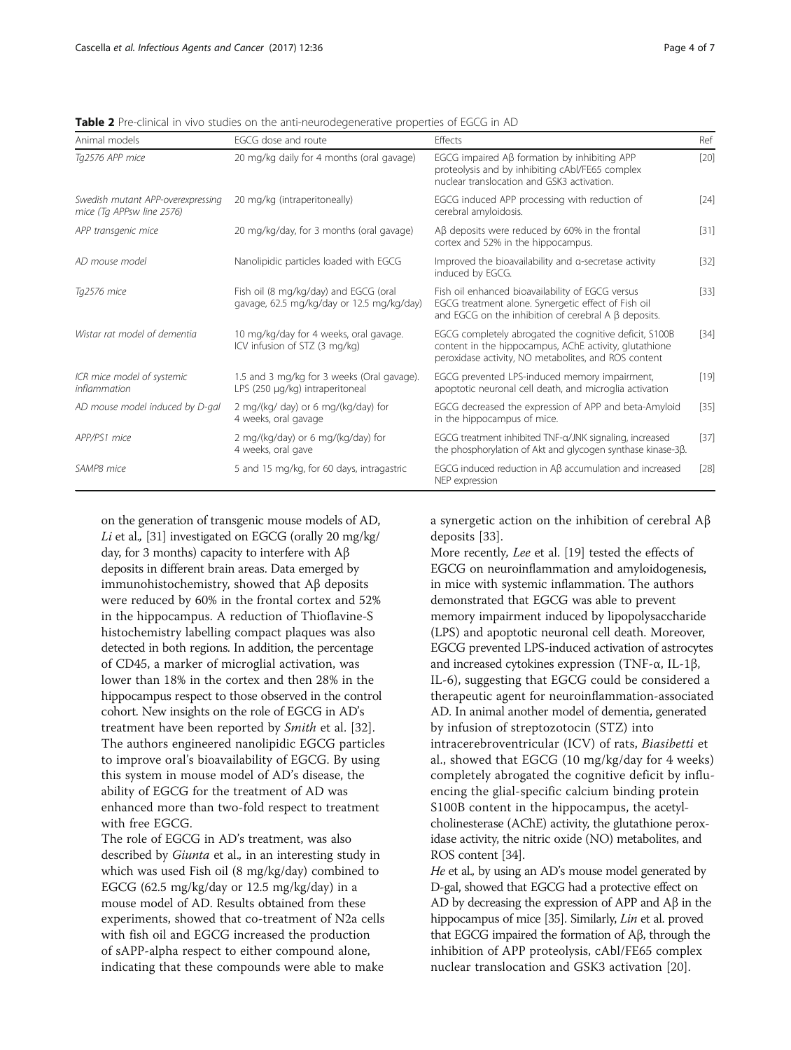**Table 2** Pre-clinical in vivo studies on the anti-neurodegenerative properties of EGCG in AD

| Animal models | EGCG dose and route | Effects | Ref |
|---|---|---|---|
| *Tg2576 APP mice* | 20 mg/kg daily for 4 months (oral gavage) | EGCG impaired Aβ formation by inhibiting APP proteolysis and by inhibiting cAbl/FE65 complex nuclear translocation and GSK3 activation. | [20] |
| *Swedish mutant APP-overexpressing mice (Tg APPsw line 2576)* | 20 mg/kg (intraperitoneally) | EGCG induced APP processing with reduction of cerebral amyloidosis. | [24] |
| *APP transgenic mice* | 20 mg/kg/day, for 3 months (oral gavage) | Aβ deposits were reduced by 60% in the frontal cortex and 52% in the hippocampus. | [31] |
| *AD mouse model* | Nanolipidic particles loaded with EGCG | Improved the bioavailability and α-secretase activity induced by EGCG. | [32] |
| *Tg2576 mice* | Fish oil (8 mg/kg/day) and EGCG (oral gavage, 62.5 mg/kg/day or 12.5 mg/kg/day) | Fish oil enhanced bioavailability of EGCG versus EGCG treatment alone. Synergetic effect of Fish oil and EGCG on the inhibition of cerebral A β deposits. | [33] |
| *Wistar rat model of dementia* | 10 mg/kg/day for 4 weeks, oral gavage. ICV infusion of STZ (3 mg/kg) | EGCG completely abrogated the cognitive deficit, S100B content in the hippocampus, AChE activity, glutathione peroxidase activity, NO metabolites, and ROS content | [34] |
| *ICR mice model of systemic inflammation* | 1.5 and 3 mg/kg for 3 weeks (Oral gavage). LPS (250 μg/kg) intraperitoneal | EGCG prevented LPS-induced memory impairment, apoptotic neuronal cell death, and microglia activation | [19] |
| *AD mouse model induced by D-gal* | 2 mg/(kg/ day) or 6 mg/(kg/day) for 4 weeks, oral gavage | EGCG decreased the expression of APP and beta-Amyloid in the hippocampus of mice. | [35] |
| *APP/PS1 mice* | 2 mg/(kg/day) or 6 mg/(kg/day) for 4 weeks, oral gave | EGCG treatment inhibited TNF-α/JNK signaling, increased the phosphorylation of Akt and glycogen synthase kinase-3β. | [37] |
| *SAMP8 mice* | 5 and 15 mg/kg, for 60 days, intragastric | EGCG induced reduction in Aβ accumulation and increased NEP expression | [28] |

on the generation of transgenic mouse models of AD, *Li* et al., [31] investigated on EGCG (orally 20 mg/kg/day, for 3 months) capacity to interfere with Aβ deposits in different brain areas. Data emerged by immunohistochemistry, showed that Aβ deposits were reduced by 60% in the frontal cortex and 52% in the hippocampus. A reduction of Thioflavine-S histochemistry labelling compact plaques was also detected in both regions. In addition, the percentage of CD45, a marker of microglial activation, was lower than 18% in the cortex and then 28% in the hippocampus respect to those observed in the control cohort. New insights on the role of EGCG in AD's treatment have been reported by *Smith* et al. [32]. The authors engineered nanolipidic EGCG particles to improve oral's bioavailability of EGCG. By using this system in mouse model of AD's disease, the ability of EGCG for the treatment of AD was enhanced more than two-fold respect to treatment with free EGCG.

The role of EGCG in AD's treatment, was also described by *Giunta* et al., in an interesting study in which was used Fish oil (8 mg/kg/day) combined to EGCG (62.5 mg/kg/day or 12.5 mg/kg/day) in a mouse model of AD. Results obtained from these experiments, showed that co-treatment of N2a cells with fish oil and EGCG increased the production of sAPP-alpha respect to either compound alone, indicating that these compounds were able to make a synergetic action on the inhibition of cerebral Aβ deposits [33].

More recently, *Lee* et al. [19] tested the effects of EGCG on neuroinflammation and amyloidogenesis, in mice with systemic inflammation. The authors demonstrated that EGCG was able to prevent memory impairment induced by lipopolysaccharide (LPS) and apoptotic neuronal cell death. Moreover, EGCG prevented LPS-induced activation of astrocytes and increased cytokines expression (TNF-α, IL-1β, IL-6), suggesting that EGCG could be considered a therapeutic agent for neuroinflammation-associated AD. In animal another model of dementia, generated by infusion of streptozotocin (STZ) into intracerebroventricular (ICV) of rats, *Biasibetti* et al., showed that EGCG (10 mg/kg/day for 4 weeks) completely abrogated the cognitive deficit by influencing the glial-specific calcium binding protein S100B content in the hippocampus, the acetylcholinesterase (AChE) activity, the glutathione peroxidase activity, the nitric oxide (NO) metabolites, and ROS content [34].

*He* et al., by using an AD's mouse model generated by D-gal, showed that EGCG had a protective effect on AD by decreasing the expression of APP and Aβ in the hippocampus of mice [35]. Similarly, *Lin* et al. proved that EGCG impaired the formation of Aβ, through the inhibition of APP proteolysis, cAbl/FE65 complex nuclear translocation and GSK3 activation [20].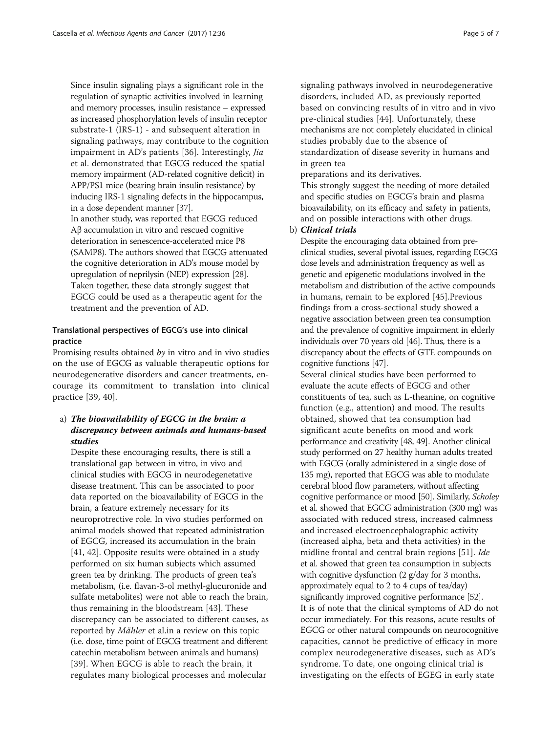Since insulin signaling plays a significant role in the regulation of synaptic activities involved in learning and memory processes, insulin resistance – expressed as increased phosphorylation levels of insulin receptor substrate-1 (IRS-1) - and subsequent alteration in signaling pathways, may contribute to the cognition impairment in AD's patients [36]. Interestingly, *Jia* et al. demonstrated that EGCG reduced the spatial memory impairment (AD-related cognitive deficit) in APP/PS1 mice (bearing brain insulin resistance) by inducing IRS-1 signaling defects in the hippocampus, in a dose dependent manner [37].

In another study, was reported that EGCG reduced Aβ accumulation in vitro and rescued cognitive deterioration in senescence-accelerated mice P8 (SAMP8). The authors showed that EGCG attenuated the cognitive deterioration in AD's mouse model by upregulation of neprilysin (NEP) expression [28]. Taken together, these data strongly suggest that EGCG could be used as a therapeutic agent for the treatment and the prevention of AD.

## Translational perspectives of EGCG's use into clinical practice

Promising results obtained *by* in vitro and in vivo studies on the use of EGCG as valuable therapeutic options for neurodegenerative disorders and cancer treatments, encourage its commitment to translation into clinical practice [39, 40].

a) ***The bioavailability of EGCG in the brain: a discrepancy between animals and humans-based studies***

Despite these encouraging results, there is still a translational gap between in vitro, in vivo and clinical studies with EGCG in neurodegenetative disease treatment. This can be associated to poor data reported on the bioavailability of EGCG in the brain, a feature extremely necessary for its neuroprotrective role. In vivo studies performed on animal models showed that repeated administration of EGCG, increased its accumulation in the brain [41, 42]. Opposite results were obtained in a study performed on six human subjects which assumed green tea by drinking. The products of green tea's metabolism, (i.e. flavan-3-ol methyl-glucuronide and sulfate metabolites) were not able to reach the brain, thus remaining in the bloodstream [43]. These discrepancy can be associated to different causes, as reported by *Mähler* et al.in a review on this topic (i.e. dose, time point of EGCG treatment and different catechin metabolism between animals and humans) [39]. When EGCG is able to reach the brain, it regulates many biological processes and molecular signaling pathways involved in neurodegenerative disorders, included AD, as previously reported based on convincing results of in vitro and in vivo pre-clinical studies [44]. Unfortunately, these mechanisms are not completely elucidated in clinical studies probably due to the absence of standardization of disease severity in humans and in green tea preparations and its derivatives.

This strongly suggest the needing of more detailed and specific studies on EGCG's brain and plasma bioavailability, on its efficacy and safety in patients, and on possible interactions with other drugs.

b) ***Clinical trials***

Despite the encouraging data obtained from pre-clinical studies, several pivotal issues, regarding EGCG dose levels and administration frequency as well as genetic and epigenetic modulations involved in the metabolism and distribution of the active compounds in humans, remain to be explored [45].Previous findings from a cross-sectional study showed a negative association between green tea consumption and the prevalence of cognitive impairment in elderly individuals over 70 years old [46]. Thus, there is a discrepancy about the effects of GTE compounds on cognitive functions [47].

Several clinical studies have been performed to evaluate the acute effects of EGCG and other constituents of tea, such as L-theanine, on cognitive function (e.g., attention) and mood. The results obtained, showed that tea consumption had significant acute benefits on mood and work performance and creativity [48, 49]. Another clinical study performed on 27 healthy human adults treated with EGCG (orally administered in a single dose of 135 mg), reported that EGCG was able to modulate cerebral blood flow parameters, without affecting cognitive performance or mood [50]. Similarly, *Scholey* et al. showed that EGCG administration (300 mg) was associated with reduced stress, increased calmness and increased electroencephalographic activity (increased alpha, beta and theta activities) in the midline frontal and central brain regions [51]. *Ide* et al. showed that green tea consumption in subjects with cognitive dysfunction (2 g/day for 3 months, approximately equal to 2 to 4 cups of tea/day) significantly improved cognitive performance [52].

It is of note that the clinical symptoms of AD do not occur immediately. For this reasons, acute results of EGCG or other natural compounds on neurocognitive capacities, cannot be predictive of efficacy in more complex neurodegenerative diseases, such as AD's syndrome. To date, one ongoing clinical trial is investigating on the effects of EGEG in early state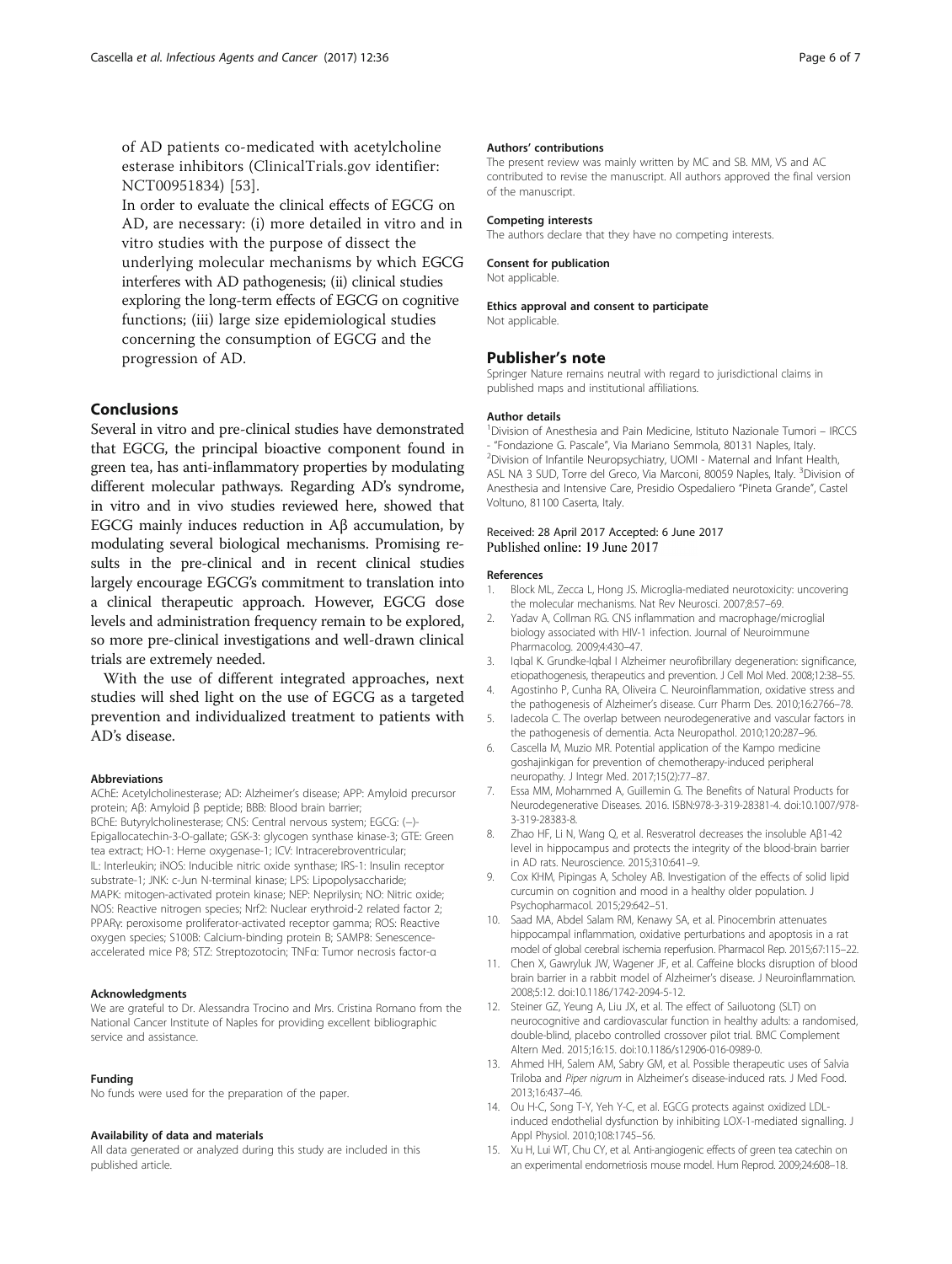of AD patients co-medicated with acetylcholine esterase inhibitors (ClinicalTrials.gov identifier: NCT00951834) [53].

In order to evaluate the clinical effects of EGCG on AD, are necessary: (i) more detailed in vitro and in vitro studies with the purpose of dissect the underlying molecular mechanisms by which EGCG interferes with AD pathogenesis; (ii) clinical studies exploring the long-term effects of EGCG on cognitive functions; (iii) large size epidemiological studies concerning the consumption of EGCG and the progression of AD.

## Conclusions

Several in vitro and pre-clinical studies have demonstrated that EGCG, the principal bioactive component found in green tea, has anti-inflammatory properties by modulating different molecular pathways. Regarding AD's syndrome, in vitro and in vivo studies reviewed here, showed that EGCG mainly induces reduction in Aβ accumulation, by modulating several biological mechanisms. Promising results in the pre-clinical and in recent clinical studies largely encourage EGCG's commitment to translation into a clinical therapeutic approach. However, EGCG dose levels and administration frequency remain to be explored, so more pre-clinical investigations and well-drawn clinical trials are extremely needed.

With the use of different integrated approaches, next studies will shed light on the use of EGCG as a targeted prevention and individualized treatment to patients with AD's disease.

#### Abbreviations

AChE: Acetylcholinesterase; AD: Alzheimer's disease; APP: Amyloid precursor protein; Aβ: Amyloid β peptide; BBB: Blood brain barrier; BChE: Butyrylcholinesterase; CNS: Central nervous system; EGCG: (−)-Epigallocatechin-3-O-gallate; GSK-3: glycogen synthase kinase-3; GTE: Green tea extract; HO-1: Heme oxygenase-1; ICV: Intracerebroventricular; IL: Interleukin; iNOS: Inducible nitric oxide synthase; IRS-1: Insulin receptor substrate-1; JNK: c-Jun N-terminal kinase; LPS: Lipopolysaccharide; MAPK: mitogen-activated protein kinase; NEP: Neprilysin; NO: Nitric oxide; NOS: Reactive nitrogen species; Nrf2: Nuclear erythroid-2 related factor 2; PPARγ: peroxisome proliferator-activated receptor gamma; ROS: Reactive oxygen species; S100B: Calcium-binding protein B; SAMP8: Senescence-accelerated mice P8; STZ: Streptozotocin; TNFα: Tumor necrosis factor-α

#### Acknowledgments

We are grateful to Dr. Alessandra Trocino and Mrs. Cristina Romano from the National Cancer Institute of Naples for providing excellent bibliographic service and assistance.

#### Funding

No funds were used for the preparation of the paper.

#### Availability of data and materials

All data generated or analyzed during this study are included in this published article.

#### Authors' contributions

The present review was mainly written by MC and SB. MM, VS and AC contributed to revise the manuscript. All authors approved the final version of the manuscript.

#### Competing interests

The authors declare that they have no competing interests.

#### Consent for publication

Not applicable.

#### Ethics approval and consent to participate

Not applicable.

## Publisher's note

Springer Nature remains neutral with regard to jurisdictional claims in published maps and institutional affiliations.

#### Author details

[1]Division of Anesthesia and Pain Medicine, Istituto Nazionale Tumori – IRCCS - "Fondazione G. Pascale", Via Mariano Semmola, 80131 Naples, Italy. [2]Division of Infantile Neuropsychiatry, UOMI - Maternal and Infant Health, ASL NA 3 SUD, Torre del Greco, Via Marconi, 80059 Naples, Italy. [3]Division of Anesthesia and Intensive Care, Presidio Ospedaliero "Pineta Grande", Castel Voltuno, 81100 Caserta, Italy.

Received: 28 April 2017 Accepted: 6 June 2017
Published online: 19 June 2017

#### References

1. Block ML, Zecca L, Hong JS. Microglia-mediated neurotoxicity: uncovering the molecular mechanisms. Nat Rev Neurosci. 2007;8:57–69.
2. Yadav A, Collman RG. CNS inflammation and macrophage/microglial biology associated with HIV-1 infection. Journal of Neuroimmune Pharmacolog. 2009;4:430–47.
3. Iqbal K. Grundke-Iqbal I Alzheimer neurofibrillary degeneration: significance, etiopathogenesis, therapeutics and prevention. J Cell Mol Med. 2008;12:38–55.
4. Agostinho P, Cunha RA, Oliveira C. Neuroinflammation, oxidative stress and the pathogenesis of Alzheimer's disease. Curr Pharm Des. 2010;16:2766–78.
5. Iadecola C. The overlap between neurodegenerative and vascular factors in the pathogenesis of dementia. Acta Neuropathol. 2010;120:287–96.
6. Cascella M, Muzio MR. Potential application of the Kampo medicine goshajinkigan for prevention of chemotherapy-induced peripheral neuropathy. J Integr Med. 2017;15(2):77–87.
7. Essa MM, Mohammed A, Guillemin G. The Benefits of Natural Products for Neurodegenerative Diseases. 2016. ISBN:978-3-319-28381-4. doi:10.1007/978-3-319-28383-8.
8. Zhao HF, Li N, Wang Q, et al. Resveratrol decreases the insoluble Aβ1-42 level in hippocampus and protects the integrity of the blood-brain barrier in AD rats. Neuroscience. 2015;310:641–9.
9. Cox KHM, Pipingas A, Scholey AB. Investigation of the effects of solid lipid curcumin on cognition and mood in a healthy older population. J Psychopharmacol. 2015;29:642–51.
10. Saad MA, Abdel Salam RM, Kenawy SA, et al. Pinocembrin attenuates hippocampal inflammation, oxidative perturbations and apoptosis in a rat model of global cerebral ischemia reperfusion. Pharmacol Rep. 2015;67:115–22.
11. Chen X, Gawryluk JW, Wagener JF, et al. Caffeine blocks disruption of blood brain barrier in a rabbit model of Alzheimer's disease. J Neuroinflammation. 2008;5:12. doi:10.1186/1742-2094-5-12.
12. Steiner GZ, Yeung A, Liu JX, et al. The effect of Sailuotong (SLT) on neurocognitive and cardiovascular function in healthy adults: a randomised, double-blind, placebo controlled crossover pilot trial. BMC Complement Altern Med. 2015;16:15. doi:10.1186/s12906-016-0989-0.
13. Ahmed HH, Salem AM, Sabry GM, et al. Possible therapeutic uses of Salvia Triloba and *Piper nigrum* in Alzheimer's disease-induced rats. J Med Food. 2013;16:437–46.
14. Ou H-C, Song T-Y, Yeh Y-C, et al. EGCG protects against oxidized LDL-induced endothelial dysfunction by inhibiting LOX-1-mediated signalling. J Appl Physiol. 2010;108:1745–56.
15. Xu H, Lui WT, Chu CY, et al. Anti-angiogenic effects of green tea catechin on an experimental endometriosis mouse model. Hum Reprod. 2009;24:608–18.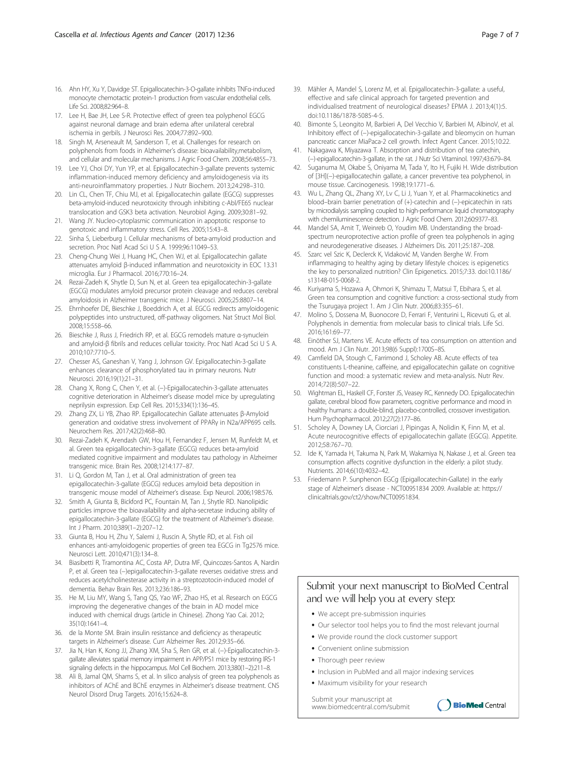16. Ahn HY, Xu Y, Davidge ST. Epigallocatechin-3-O-gallate inhibits TNFα-induced monocyte chemotactic protein-1 production from vascular endothelial cells. Life Sci. 2008;82:964–8.
17. Lee H, Bae JH, Lee S-R. Protective effect of green tea polyphenol EGCG against neuronal damage and brain edema after unilateral cerebral ischemia in gerbils. J Neurosci Res. 2004;77:892–900.
18. Singh M, Arseneault M, Sanderson T, et al. Challenges for research on polyphenols from foods in Alzheimer's disease: bioavailability,metabolism, and cellular and molecular mechanisms. J Agric Food Chem. 2008;56:4855–73.
19. Lee YJ, Choi DY, Yun YP, et al. Epigallocatechin-3-gallate prevents systemic inflammation-induced memory deficiency and amyloidogenesis via its anti-neuroinflammatory properties. J Nutr Biochem. 2013;24:298–310.
20. Lin CL, Chen TF, Chiu MJ, et al. Epigallocatechin gallate (EGCG) suppresses beta-amyloid-induced neurotoxicity through inhibiting c-Abl/FE65 nuclear translocation and GSK3 beta activation. Neurobiol Aging. 2009;30:81–92.
21. Wang JY. Nucleo-cytoplasmic communication in apoptotic response to genotoxic and inflammatory stress. Cell Res. 2005;15:43–8.
22. Sinha S, Lieberburg I. Cellular mechanisms of beta-amyloid production and secretion. Proc Natl Acad Sci U S A. 1999;96:11049–53.
23. Cheng-Chung Wei J, Huang HC, Chen WJ, et al. Epigallocatechin gallate attenuates amyloid β-induced inflammation and neurotoxicity in EOC 13.31 microglia. Eur J Pharmacol. 2016;770:16–24.
24. Rezai-Zadeh K, Shytle D, Sun N, et al. Green tea epigallocatechin-3-gallate (EGCG) modulates amyloid precursor protein cleavage and reduces cerebral amyloidosis in Alzheimer transgenic mice. J Neurosci. 2005;25:8807–14.
25. Ehrnhoefer DE, Bieschke J, Boeddrich A, et al. EGCG redirects amyloidogenic polypeptides into unstructured, off-pathway oligomers. Nat Struct Mol Biol. 2008;15:558–66.
26. Bieschke J, Russ J, Friedrich RP, et al. EGCG remodels mature α-synuclein and amyloid-β fibrils and reduces cellular toxicity. Proc Natl Acad Sci U S A. 2010;107:7710–5.
27. Chesser AS, Ganeshan V, Yang J, Johnson GV. Epigallocatechin-3-gallate enhances clearance of phosphorylated tau in primary neurons. Nutr Neurosci. 2016;19(1):21–31.
28. Chang X, Rong C, Chen Y, et al. (−)-Epigallocatechin-3-gallate attenuates cognitive deterioration in Alzheimer's disease model mice by upregulating neprilysin expression. Exp Cell Res. 2015;334(1):136–45.
29. Zhang ZX, Li YB, Zhao RP. Epigallocatechin Gallate attenuates β-Amyloid generation and oxidative stress involvement of PPARγ in N2a/APP695 cells. Neurochem Res. 2017;42(2):468–80.
30. Rezai-Zadeh K, Arendash GW, Hou H, Fernandez F, Jensen M, Runfeldt M, et al. Green tea epigallocatechin-3-gallate (EGCG) reduces beta-amyloid mediated cognitive impairment and modulates tau pathology in Alzheimer transgenic mice. Brain Res. 2008;1214:177–87.
31. Li Q, Gordon M, Tan J, et al. Oral administration of green tea epigallocatechin-3-gallate (EGCG) reduces amyloid beta deposition in transgenic mouse model of Alzheimer's disease. Exp Neurol. 2006;198:576.
32. Smith A, Giunta B, Bickford PC, Fountain M, Tan J, Shytle RD. Nanolipidic particles improve the bioavailability and alpha-secretase inducing ability of epigallocatechin-3-gallate (EGCG) for the treatment of Alzheimer's disease. Int J Pharm. 2010;389(1–2):207–12.
33. Giunta B, Hou H, Zhu Y, Salemi J, Ruscin A, Shytle RD, et al. Fish oil enhances anti-amyloidogenic properties of green tea EGCG in Tg2576 mice. Neurosci Lett. 2010;471(3):134–8.
34. Biasibetti R, Tramontina AC, Costa AP, Dutra MF, Quincozes-Santos A, Nardin P, et al. Green tea (−)epigallocatechin-3-gallate reverses oxidative stress and reduces acetylcholinesterase activity in a streptozotocin-induced model of dementia. Behav Brain Res. 2013;236:186–93.
35. He M, Liu MY, Wang S, Tang QS, Yao WF, Zhao HS, et al. Research on EGCG improving the degenerative changes of the brain in AD model mice induced with chemical drugs (article in Chinese). Zhong Yao Cai. 2012; 35(10):1641–4.
36. de la Monte SM. Brain insulin resistance and deficiency as therapeutic targets in Alzheimer's disease. Curr Alzheimer Res. 2012;9:35–66.
37. Jia N, Han K, Kong JJ, Zhang XM, Sha S, Ren GR, et al. (−)-Epigallocatechin-3-gallate alleviates spatial memory impairment in APP/PS1 mice by restoring IRS-1 signaling defects in the hippocampus. Mol Cell Biochem. 2013;380(1–2):211–8.
38. Ali B, Jamal QM, Shams S, et al. In silico analysis of green tea polyphenols as inhibitors of AChE and BChE enzymes in Alzheimer's disease treatment. CNS Neurol Disord Drug Targets. 2016;15:624–8.
39. Mähler A, Mandel S, Lorenz M, et al. Epigallocatechin-3-gallate: a useful, effective and safe clinical approach for targeted prevention and individualised treatment of neurological diseases? EPMA J. 2013;4(1):5. doi:10.1186/1878-5085-4-5.
40. Bimonte S, Leongito M, Barbieri A, Del Vecchio V, Barbieri M, AlbinoV, et al. Inhibitory effect of (−)-epigallocatechin-3-gallate and bleomycin on human pancreatic cancer MiaPaca-2 cell growth. Infect Agent Cancer. 2015;10:22.
41. Nakagawa K, Miyazawa T. Absorption and distribution of tea catechin, (−)-epigallocatechin-3-gallate, in the rat. J Nutr Sci Vitaminol. 1997;43:679–84.
42. Suganuma M, Okabe S, Oniyama M, Tada Y, Ito H, Fujiki H. Wide distribution of [3H](−)-epigallocatechin gallate, a cancer preventive tea polyphenol, in mouse tissue. Carcinogenesis. 1998;19:1771–6.
43. Wu L, Zhang QL, Zhang XY, Lv C, Li J, Yuan Y, et al. Pharmacokinetics and blood–brain barrier penetration of (+)-catechin and (−)-epicatechin in rats by microdialysis sampling coupled to high-performance liquid chromatography with chemiluminescence detection. J Agric Food Chem. 2012;60:9377–83.
44. Mandel SA, Amit T, Weinreb O, Youdim MB. Understanding the broad-spectrum neuroprotective action profile of green tea polyphenols in aging and neurodegenerative diseases. J Alzheimers Dis. 2011;25:187–208.
45. Szarc vel Szic K, Declerck K, Vidaković M, Vanden Berghe W. From inflammaging to healthy aging by dietary lifestyle choices: is epigenetics the key to personalized nutrition? Clin Epigenetics. 2015;7:33. doi:10.1186/s13148-015-0068-2.
46. Kuriyama S, Hozawa A, Ohmori K, Shimazu T, Matsui T, Ebihara S, et al. Green tea consumption and cognitive function: a cross-sectional study from the Tsurugaya project 1. Am J Clin Nutr. 2006;83:355–61.
47. Molino S, Dossena M, Buonocore D, Ferrari F, Venturini L, Ricevuti G, et al. Polyphenols in dementia: from molecular basis to clinical trials. Life Sci. 2016;161:69–77.
48. Einöther SJ, Martens VE. Acute effects of tea consumption on attention and mood. Am J Clin Nutr. 2013;98(6 Suppl):1700S–8S.
49. Camfield DA, Stough C, Farrimond J, Scholey AB. Acute effects of tea constituents L-theanine, caffeine, and epigallocatechin gallate on cognitive function and mood: a systematic review and meta-analysis. Nutr Rev. 2014;72(8):507–22.
50. Wightman EL, Haskell CF, Forster JS, Veasey RC, Kennedy DO. Epigallocatechin gallate, cerebral blood flow parameters, cognitive performance and mood in healthy humans: a double-blind, placebo-controlled, crossover investigation. Hum Psychopharmacol. 2012;27(2):177–86.
51. Scholey A, Downey LA, Ciorciari J, Pipingas A, Nolidin K, Finn M, et al. Acute neurocognitive effects of epigallocatechin gallate (EGCG). Appetite. 2012;58:767–70.
52. Ide K, Yamada H, Takuma N, Park M, Wakamiya N, Nakase J, et al. Green tea consumption affects cognitive dysfunction in the elderly: a pilot study. Nutrients. 2014;6(10):4032–42.
53. Friedemann P. Sunphenon EGCg (Epigallocatechin-Gallate) in the early stage of Alzheimer's disease - NCT00951834 2009. Available at: https://clinicaltrials.gov/ct2/show/NCT00951834.

## Submit your next manuscript to BioMed Central and we will help you at every step:

- We accept pre-submission inquiries
- Our selector tool helps you to find the most relevant journal
- We provide round the clock customer support
- Convenient online submission
- Thorough peer review
- Inclusion in PubMed and all major indexing services
- Maximum visibility for your research

Submit your manuscript at www.biomedcentral.com/submit

BioMed Central